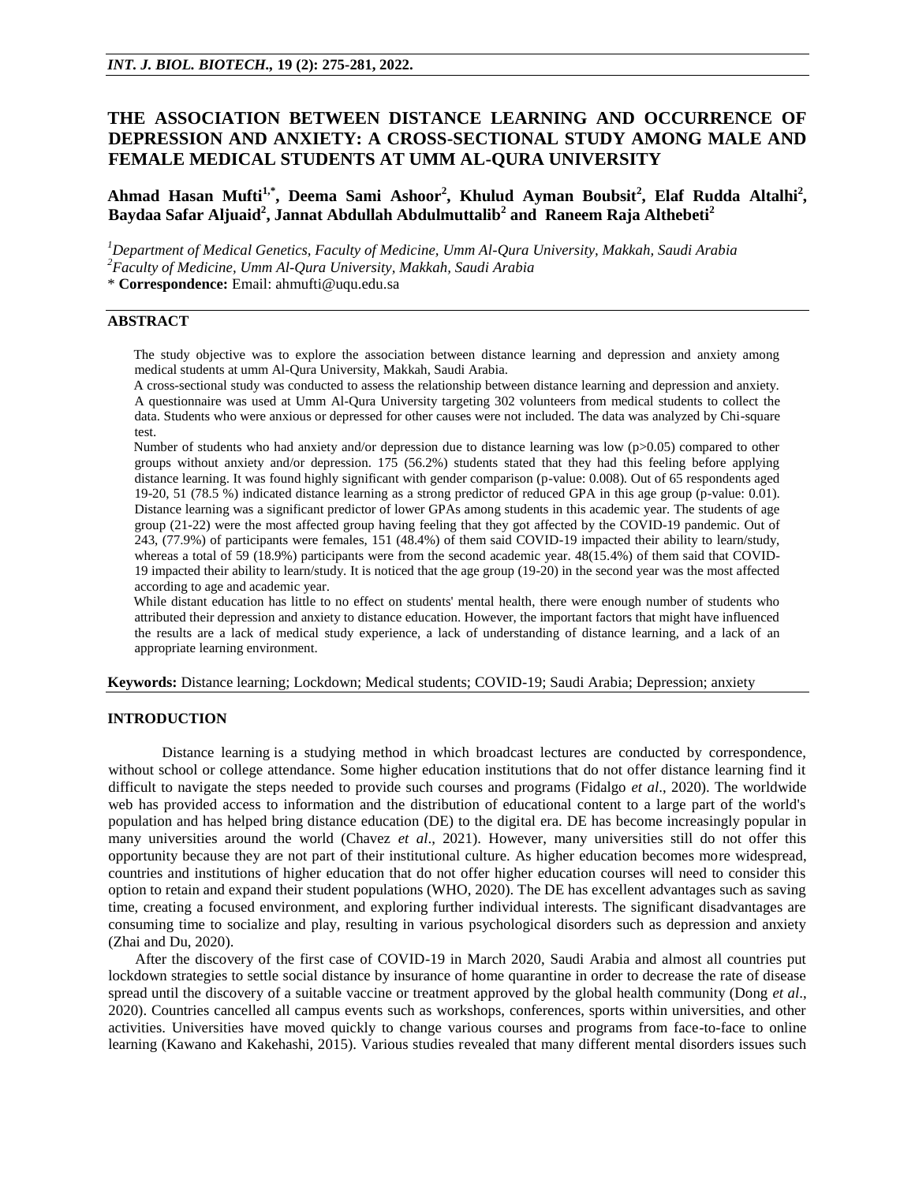# THE ASSOCIATION BETWEEN DISTANCE LEARNING AND OCCURRENCE OF DEPRESSION AND ANXIETY: A CROSS-SECTIONAL STUDY AMONG MALE AND FEMALE MEDICAL STUDENTS AT UMM AL-QURA UNIVERSITY

**Ahmad Hasan Mufti[1,*], Deema Sami Ashoor[2], Khulud Ayman Boubsit[2], Elaf Rudda Altalhi[2], Baydaa Safar Aljuaid[2], Jannat Abdullah Abdulmuttalib[2] and Raneem Raja Althebeti[2]**

[1]*Department of Medical Genetics, Faculty of Medicine, Umm Al-Qura University, Makkah, Saudi Arabia*
[2]*Faculty of Medicine, Umm Al-Qura University, Makkah, Saudi Arabia*
\* **Correspondence:** Email: ahmufti@uqu.edu.sa

## ABSTRACT

The study objective was to explore the association between distance learning and depression and anxiety among medical students at umm Al-Qura University, Makkah, Saudi Arabia.

A cross-sectional study was conducted to assess the relationship between distance learning and depression and anxiety. A questionnaire was used at Umm Al-Qura University targeting 302 volunteers from medical students to collect the data. Students who were anxious or depressed for other causes were not included. The data was analyzed by Chi-square test.

Number of students who had anxiety and/or depression due to distance learning was low (p>0.05) compared to other groups without anxiety and/or depression. 175 (56.2%) students stated that they had this feeling before applying distance learning. It was found highly significant with gender comparison (p-value: 0.008). Out of 65 respondents aged 19-20, 51 (78.5 %) indicated distance learning as a strong predictor of reduced GPA in this age group (p-value: 0.01). Distance learning was a significant predictor of lower GPAs among students in this academic year. The students of age group (21-22) were the most affected group having feeling that they got affected by the COVID-19 pandemic. Out of 243, (77.9%) of participants were females, 151 (48.4%) of them said COVID-19 impacted their ability to learn/study, whereas a total of 59 (18.9%) participants were from the second academic year. 48(15.4%) of them said that COVID-19 impacted their ability to learn/study. It is noticed that the age group (19-20) in the second year was the most affected according to age and academic year.

While distant education has little to no effect on students' mental health, there were enough number of students who attributed their depression and anxiety to distance education. However, the important factors that might have influenced the results are a lack of medical study experience, a lack of understanding of distance learning, and a lack of an appropriate learning environment.

**Keywords:** Distance learning; Lockdown; Medical students; COVID-19; Saudi Arabia; Depression; anxiety

## INTRODUCTION

Distance learning is a studying method in which broadcast lectures are conducted by correspondence, without school or college attendance. Some higher education institutions that do not offer distance learning find it difficult to navigate the steps needed to provide such courses and programs (Fidalgo *et al*., 2020). The worldwide web has provided access to information and the distribution of educational content to a large part of the world's population and has helped bring distance education (DE) to the digital era. DE has become increasingly popular in many universities around the world (Chavez *et al*., 2021). However, many universities still do not offer this opportunity because they are not part of their institutional culture. As higher education becomes more widespread, countries and institutions of higher education that do not offer higher education courses will need to consider this option to retain and expand their student populations (WHO, 2020). The DE has excellent advantages such as saving time, creating a focused environment, and exploring further individual interests. The significant disadvantages are consuming time to socialize and play, resulting in various psychological disorders such as depression and anxiety (Zhai and Du, 2020).

After the discovery of the first case of COVID-19 in March 2020, Saudi Arabia and almost all countries put lockdown strategies to settle social distance by insurance of home quarantine in order to decrease the rate of disease spread until the discovery of a suitable vaccine or treatment approved by the global health community (Dong *et al*., 2020). Countries cancelled all campus events such as workshops, conferences, sports within universities, and other activities. Universities have moved quickly to change various courses and programs from face-to-face to online learning (Kawano and Kakehashi, 2015). Various studies revealed that many different mental disorders issues such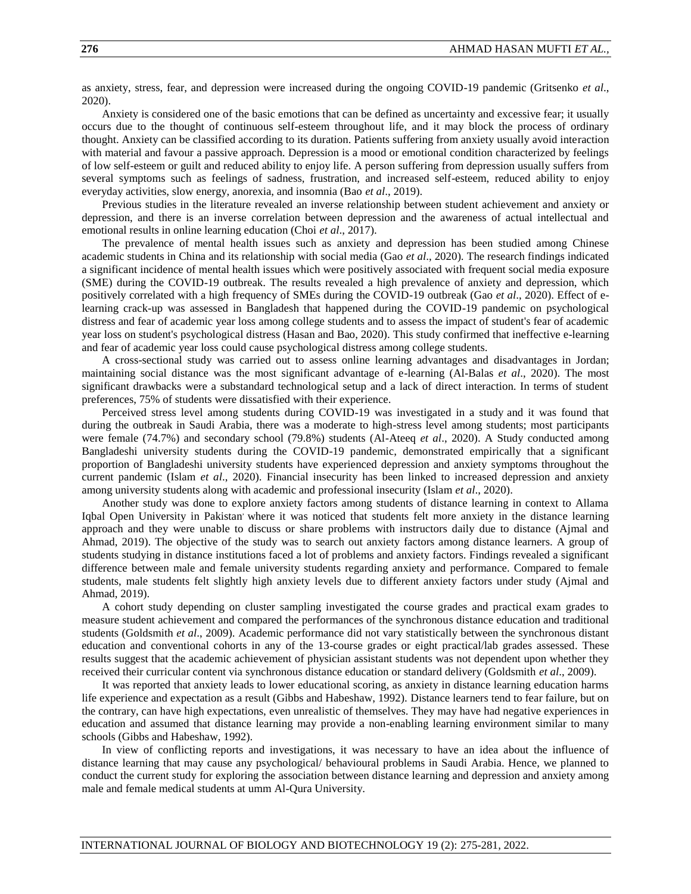as anxiety, stress, fear, and depression were increased during the ongoing COVID-19 pandemic (Gritsenko *et al*., 2020).

Anxiety is considered one of the basic emotions that can be defined as uncertainty and excessive fear; it usually occurs due to the thought of continuous self-esteem throughout life, and it may block the process of ordinary thought. Anxiety can be classified according to its duration. Patients suffering from anxiety usually avoid interaction with material and favour a passive approach. Depression is a mood or emotional condition characterized by feelings of low self-esteem or guilt and reduced ability to enjoy life. A person suffering from depression usually suffers from several symptoms such as feelings of sadness, frustration, and increased self-esteem, reduced ability to enjoy everyday activities, slow energy, anorexia, and insomnia (Bao *et al*., 2019).

Previous studies in the literature revealed an inverse relationship between student achievement and anxiety or depression, and there is an inverse correlation between depression and the awareness of actual intellectual and emotional results in online learning education (Choi *et al*., 2017).

The prevalence of mental health issues such as anxiety and depression has been studied among Chinese academic students in China and its relationship with social media (Gao *et al*., 2020). The research findings indicated a significant incidence of mental health issues which were positively associated with frequent social media exposure (SME) during the COVID-19 outbreak. The results revealed a high prevalence of anxiety and depression, which positively correlated with a high frequency of SMEs during the COVID-19 outbreak (Gao *et al*., 2020). Effect of e-learning crack-up was assessed in Bangladesh that happened during the COVID-19 pandemic on psychological distress and fear of academic year loss among college students and to assess the impact of student's fear of academic year loss on student's psychological distress (Hasan and Bao, 2020). This study confirmed that ineffective e-learning and fear of academic year loss could cause psychological distress among college students.

A cross-sectional study was carried out to assess online learning advantages and disadvantages in Jordan; maintaining social distance was the most significant advantage of e-learning (Al-Balas *et al*., 2020). The most significant drawbacks were a substandard technological setup and a lack of direct interaction. In terms of student preferences, 75% of students were dissatisfied with their experience.

Perceived stress level among students during COVID-19 was investigated in a study and it was found that during the outbreak in Saudi Arabia, there was a moderate to high-stress level among students; most participants were female (74.7%) and secondary school (79.8%) students (Al-Ateeq *et al*., 2020). A Study conducted among Bangladeshi university students during the COVID-19 pandemic, demonstrated empirically that a significant proportion of Bangladeshi university students have experienced depression and anxiety symptoms throughout the current pandemic (Islam *et al*., 2020). Financial insecurity has been linked to increased depression and anxiety among university students along with academic and professional insecurity (Islam *et al*., 2020).

Another study was done to explore anxiety factors among students of distance learning in context to Allama Iqbal Open University in Pakistan' where it was noticed that students felt more anxiety in the distance learning approach and they were unable to discuss or share problems with instructors daily due to distance (Ajmal and Ahmad, 2019). The objective of the study was to search out anxiety factors among distance learners. A group of students studying in distance institutions faced a lot of problems and anxiety factors. Findings revealed a significant difference between male and female university students regarding anxiety and performance. Compared to female students, male students felt slightly high anxiety levels due to different anxiety factors under study (Ajmal and Ahmad, 2019).

A cohort study depending on cluster sampling investigated the course grades and practical exam grades to measure student achievement and compared the performances of the synchronous distance education and traditional students (Goldsmith *et al*., 2009). Academic performance did not vary statistically between the synchronous distant education and conventional cohorts in any of the 13-course grades or eight practical/lab grades assessed. These results suggest that the academic achievement of physician assistant students was not dependent upon whether they received their curricular content via synchronous distance education or standard delivery (Goldsmith *et al*., 2009).

It was reported that anxiety leads to lower educational scoring, as anxiety in distance learning education harms life experience and expectation as a result (Gibbs and Habeshaw, 1992). Distance learners tend to fear failure, but on the contrary, can have high expectations, even unrealistic of themselves. They may have had negative experiences in education and assumed that distance learning may provide a non-enabling learning environment similar to many schools (Gibbs and Habeshaw, 1992).

In view of conflicting reports and investigations, it was necessary to have an idea about the influence of distance learning that may cause any psychological/ behavioural problems in Saudi Arabia. Hence, we planned to conduct the current study for exploring the association between distance learning and depression and anxiety among male and female medical students at umm Al-Qura University.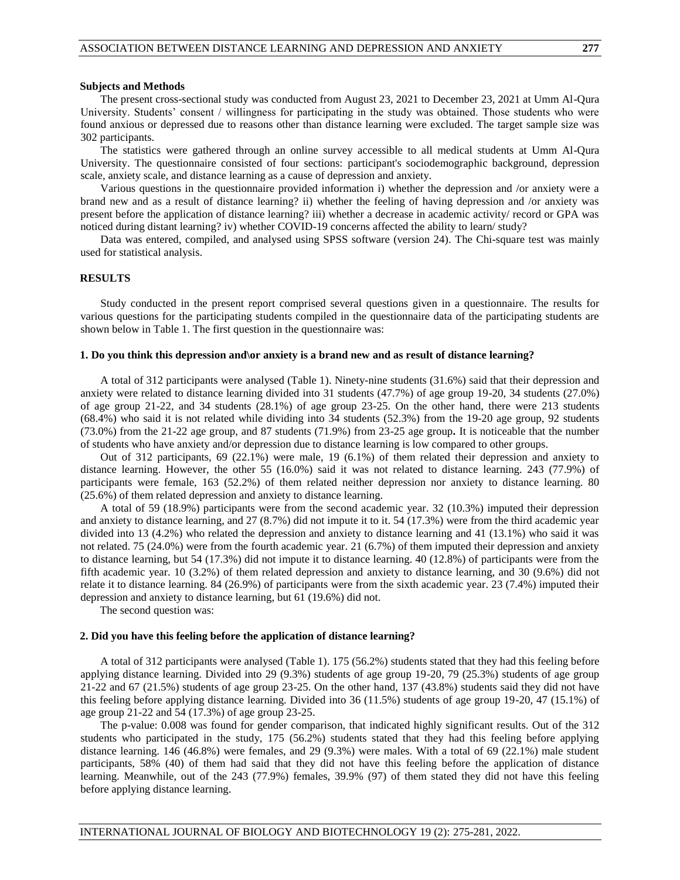### Subjects and Methods

The present cross-sectional study was conducted from August 23, 2021 to December 23, 2021 at Umm Al-Qura University. Students' consent / willingness for participating in the study was obtained. Those students who were found anxious or depressed due to reasons other than distance learning were excluded. The target sample size was 302 participants.

The statistics were gathered through an online survey accessible to all medical students at Umm Al-Qura University. The questionnaire consisted of four sections: participant's sociodemographic background, depression scale, anxiety scale, and distance learning as a cause of depression and anxiety.

Various questions in the questionnaire provided information i) whether the depression and /or anxiety were a brand new and as a result of distance learning? ii) whether the feeling of having depression and /or anxiety was present before the application of distance learning? iii) whether a decrease in academic activity/ record or GPA was noticed during distant learning? iv) whether COVID-19 concerns affected the ability to learn/ study?

Data was entered, compiled, and analysed using SPSS software (version 24). The Chi-square test was mainly used for statistical analysis.

## RESULTS

Study conducted in the present report comprised several questions given in a questionnaire. The results for various questions for the participating students compiled in the questionnaire data of the participating students are shown below in Table 1. The first question in the questionnaire was:

### 1. Do you think this depression and\or anxiety is a brand new and as result of distance learning?

A total of 312 participants were analysed (Table 1). Ninety-nine students (31.6%) said that their depression and anxiety were related to distance learning divided into 31 students (47.7%) of age group 19-20, 34 students (27.0%) of age group 21-22, and 34 students (28.1%) of age group 23-25. On the other hand, there were 213 students (68.4%) who said it is not related while dividing into 34 students (52.3%) from the 19-20 age group, 92 students (73.0%) from the 21-22 age group, and 87 students (71.9%) from 23-25 age group**.** It is noticeable that the number of students who have anxiety and/or depression due to distance learning is low compared to other groups.

Out of 312 participants, 69 (22.1%) were male, 19 (6.1%) of them related their depression and anxiety to distance learning. However, the other 55 (16.0%) said it was not related to distance learning. 243 (77.9%) of participants were female, 163 (52.2%) of them related neither depression nor anxiety to distance learning. 80 (25.6%) of them related depression and anxiety to distance learning.

A total of 59 (18.9%) participants were from the second academic year. 32 (10.3%) imputed their depression and anxiety to distance learning, and 27 (8.7%) did not impute it to it. 54 (17.3%) were from the third academic year divided into 13 (4.2%) who related the depression and anxiety to distance learning and 41 (13.1%) who said it was not related. 75 (24.0%) were from the fourth academic year. 21 (6.7%) of them imputed their depression and anxiety to distance learning, but 54 (17.3%) did not impute it to distance learning. 40 (12.8%) of participants were from the fifth academic year. 10 (3.2%) of them related depression and anxiety to distance learning, and 30 (9.6%) did not relate it to distance learning. 84 (26.9%) of participants were from the sixth academic year. 23 (7.4%) imputed their depression and anxiety to distance learning, but 61 (19.6%) did not.

The second question was:

### 2. Did you have this feeling before the application of distance learning?

A total of 312 participants were analysed (Table 1). 175 (56.2%) students stated that they had this feeling before applying distance learning. Divided into 29 (9.3%) students of age group 19-20, 79 (25.3%) students of age group 21-22 and 67 (21.5%) students of age group 23-25. On the other hand, 137 (43.8%) students said they did not have this feeling before applying distance learning. Divided into 36 (11.5%) students of age group 19-20, 47 (15.1%) of age group 21-22 and 54 (17.3%) of age group 23-25.

The p-value: 0.008 was found for gender comparison, that indicated highly significant results. Out of the 312 students who participated in the study, 175 (56.2%) students stated that they had this feeling before applying distance learning. 146 (46.8%) were females, and 29 (9.3%) were males. With a total of 69 (22.1%) male student participants, 58% (40) of them had said that they did not have this feeling before the application of distance learning. Meanwhile, out of the 243 (77.9%) females, 39.9% (97) of them stated they did not have this feeling before applying distance learning.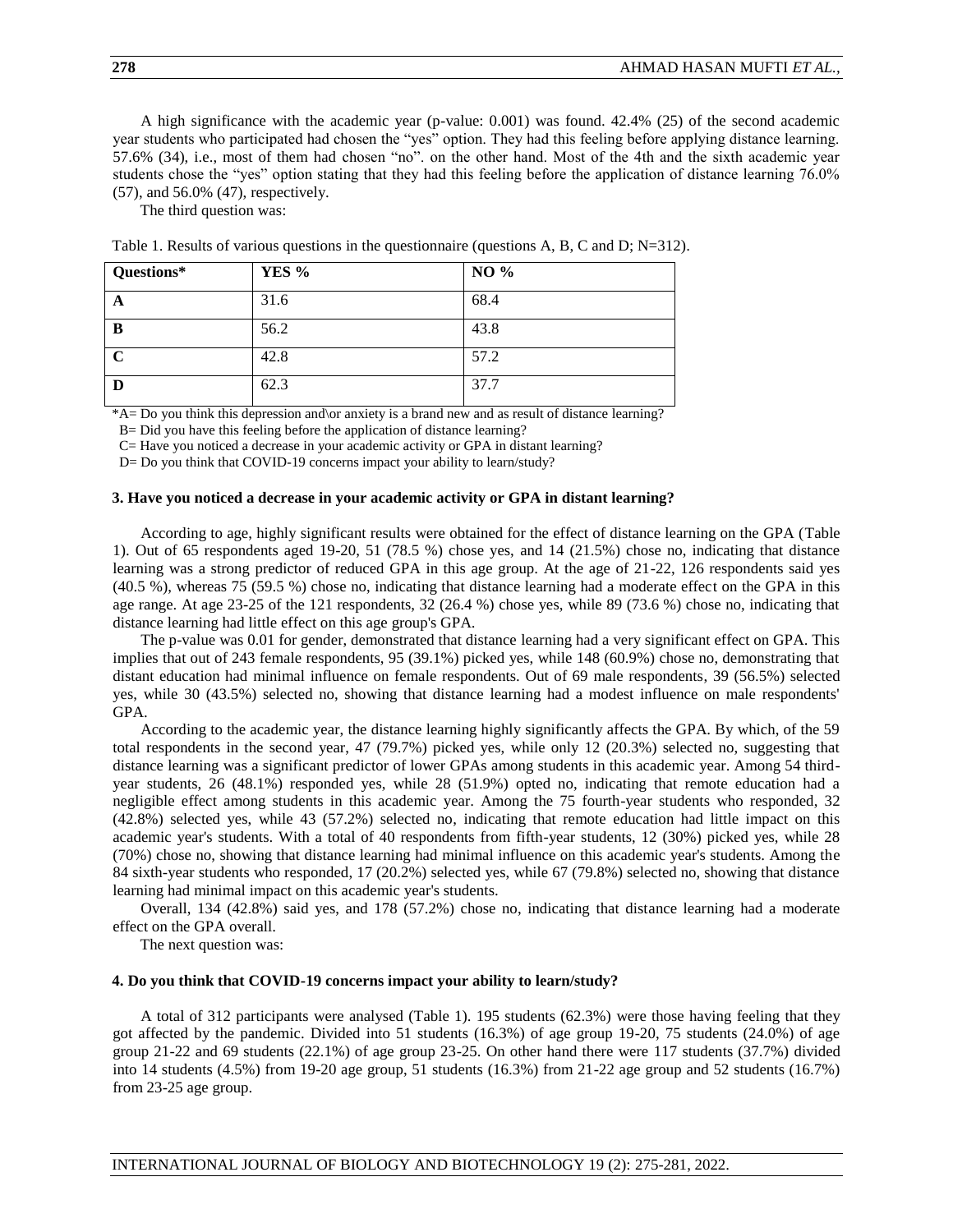A high significance with the academic year (p-value: 0.001) was found. 42.4% (25) of the second academic year students who participated had chosen the "yes" option. They had this feeling before applying distance learning. 57.6% (34), i.e., most of them had chosen "no". on the other hand. Most of the 4th and the sixth academic year students chose the "yes" option stating that they had this feeling before the application of distance learning 76.0% (57), and 56.0% (47), respectively.

The third question was:

Table 1. Results of various questions in the questionnaire (questions A, B, C and D; N=312).

| Questions* | YES % | NO % |
|---|---|---|
| A | 31.6 | 68.4 |
| B | 56.2 | 43.8 |
| C | 42.8 | 57.2 |
| D | 62.3 | 37.7 |

*A= Do you think this depression and\or anxiety is a brand new and as result of distance learning?
B= Did you have this feeling before the application of distance learning?
C= Have you noticed a decrease in your academic activity or GPA in distant learning?
D= Do you think that COVID-19 concerns impact your ability to learn/study?

### 3. Have you noticed a decrease in your academic activity or GPA in distant learning?

According to age, highly significant results were obtained for the effect of distance learning on the GPA (Table 1). Out of 65 respondents aged 19-20, 51 (78.5 %) chose yes, and 14 (21.5%) chose no, indicating that distance learning was a strong predictor of reduced GPA in this age group. At the age of 21-22, 126 respondents said yes (40.5 %), whereas 75 (59.5 %) chose no, indicating that distance learning had a moderate effect on the GPA in this age range. At age 23-25 of the 121 respondents, 32 (26.4 %) chose yes, while 89 (73.6 %) chose no, indicating that distance learning had little effect on this age group's GPA.

The p-value was 0.01 for gender, demonstrated that distance learning had a very significant effect on GPA. This implies that out of 243 female respondents, 95 (39.1%) picked yes, while 148 (60.9%) chose no, demonstrating that distant education had minimal influence on female respondents. Out of 69 male respondents, 39 (56.5%) selected yes, while 30 (43.5%) selected no, showing that distance learning had a modest influence on male respondents' GPA.

According to the academic year, the distance learning highly significantly affects the GPA. By which, of the 59 total respondents in the second year, 47 (79.7%) picked yes, while only 12 (20.3%) selected no, suggesting that distance learning was a significant predictor of lower GPAs among students in this academic year. Among 54 third-year students, 26 (48.1%) responded yes, while 28 (51.9%) opted no, indicating that remote education had a negligible effect among students in this academic year. Among the 75 fourth-year students who responded, 32 (42.8%) selected yes, while 43 (57.2%) selected no, indicating that remote education had little impact on this academic year's students. With a total of 40 respondents from fifth-year students, 12 (30%) picked yes, while 28 (70%) chose no, showing that distance learning had minimal influence on this academic year's students. Among the 84 sixth-year students who responded, 17 (20.2%) selected yes, while 67 (79.8%) selected no, showing that distance learning had minimal impact on this academic year's students.

Overall, 134 (42.8%) said yes, and 178 (57.2%) chose no, indicating that distance learning had a moderate effect on the GPA overall.

The next question was:

### 4. Do you think that COVID-19 concerns impact your ability to learn/study?

A total of 312 participants were analysed (Table 1). 195 students (62.3%) were those having feeling that they got affected by the pandemic. Divided into 51 students (16.3%) of age group 19-20, 75 students (24.0%) of age group 21-22 and 69 students (22.1%) of age group 23-25. On other hand there were 117 students (37.7%) divided into 14 students (4.5%) from 19-20 age group, 51 students (16.3%) from 21-22 age group and 52 students (16.7%) from 23-25 age group.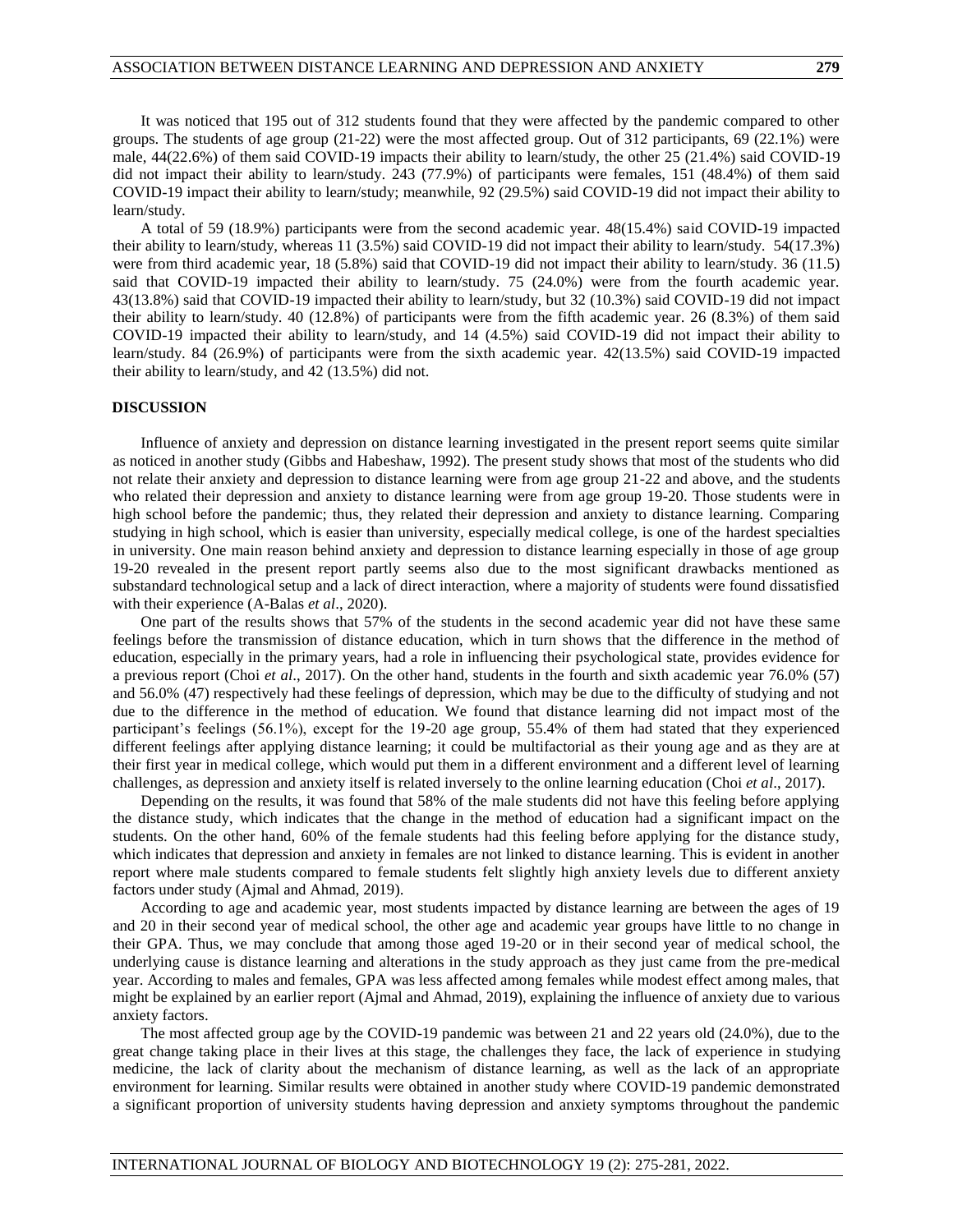It was noticed that 195 out of 312 students found that they were affected by the pandemic compared to other groups. The students of age group (21-22) were the most affected group. Out of 312 participants, 69 (22.1%) were male, 44(22.6%) of them said COVID-19 impacts their ability to learn/study, the other 25 (21.4%) said COVID-19 did not impact their ability to learn/study. 243 (77.9%) of participants were females, 151 (48.4%) of them said COVID-19 impact their ability to learn/study; meanwhile, 92 (29.5%) said COVID-19 did not impact their ability to learn/study.

A total of 59 (18.9%) participants were from the second academic year. 48(15.4%) said COVID-19 impacted their ability to learn/study, whereas 11 (3.5%) said COVID-19 did not impact their ability to learn/study. 54(17.3%) were from third academic year, 18 (5.8%) said that COVID-19 did not impact their ability to learn/study. 36 (11.5) said that COVID-19 impacted their ability to learn/study. 75 (24.0%) were from the fourth academic year. 43(13.8%) said that COVID-19 impacted their ability to learn/study, but 32 (10.3%) said COVID-19 did not impact their ability to learn/study. 40 (12.8%) of participants were from the fifth academic year. 26 (8.3%) of them said COVID-19 impacted their ability to learn/study, and 14 (4.5%) said COVID-19 did not impact their ability to learn/study. 84 (26.9%) of participants were from the sixth academic year. 42(13.5%) said COVID-19 impacted their ability to learn/study, and 42 (13.5%) did not.

## DISCUSSION

Influence of anxiety and depression on distance learning investigated in the present report seems quite similar as noticed in another study (Gibbs and Habeshaw, 1992). The present study shows that most of the students who did not relate their anxiety and depression to distance learning were from age group 21-22 and above, and the students who related their depression and anxiety to distance learning were from age group 19-20. Those students were in high school before the pandemic; thus, they related their depression and anxiety to distance learning. Comparing studying in high school, which is easier than university, especially medical college, is one of the hardest specialties in university. One main reason behind anxiety and depression to distance learning especially in those of age group 19-20 revealed in the present report partly seems also due to the most significant drawbacks mentioned as substandard technological setup and a lack of direct interaction, where a majority of students were found dissatisfied with their experience (A-Balas *et al*., 2020).

One part of the results shows that 57% of the students in the second academic year did not have these same feelings before the transmission of distance education, which in turn shows that the difference in the method of education, especially in the primary years, had a role in influencing their psychological state, provides evidence for a previous report (Choi *et al*., 2017). On the other hand, students in the fourth and sixth academic year 76.0% (57) and 56.0% (47) respectively had these feelings of depression, which may be due to the difficulty of studying and not due to the difference in the method of education. We found that distance learning did not impact most of the participant's feelings (56.1%), except for the 19-20 age group, 55.4% of them had stated that they experienced different feelings after applying distance learning; it could be multifactorial as their young age and as they are at their first year in medical college, which would put them in a different environment and a different level of learning challenges, as depression and anxiety itself is related inversely to the online learning education (Choi *et al*., 2017).

Depending on the results, it was found that 58% of the male students did not have this feeling before applying the distance study, which indicates that the change in the method of education had a significant impact on the students. On the other hand, 60% of the female students had this feeling before applying for the distance study, which indicates that depression and anxiety in females are not linked to distance learning. This is evident in another report where male students compared to female students felt slightly high anxiety levels due to different anxiety factors under study (Ajmal and Ahmad, 2019).

According to age and academic year, most students impacted by distance learning are between the ages of 19 and 20 in their second year of medical school, the other age and academic year groups have little to no change in their GPA. Thus, we may conclude that among those aged 19-20 or in their second year of medical school, the underlying cause is distance learning and alterations in the study approach as they just came from the pre-medical year. According to males and females, GPA was less affected among females while modest effect among males, that might be explained by an earlier report (Ajmal and Ahmad, 2019), explaining the influence of anxiety due to various anxiety factors.

The most affected group age by the COVID-19 pandemic was between 21 and 22 years old (24.0%), due to the great change taking place in their lives at this stage, the challenges they face, the lack of experience in studying medicine, the lack of clarity about the mechanism of distance learning, as well as the lack of an appropriate environment for learning. Similar results were obtained in another study where COVID-19 pandemic demonstrated a significant proportion of university students having depression and anxiety symptoms throughout the pandemic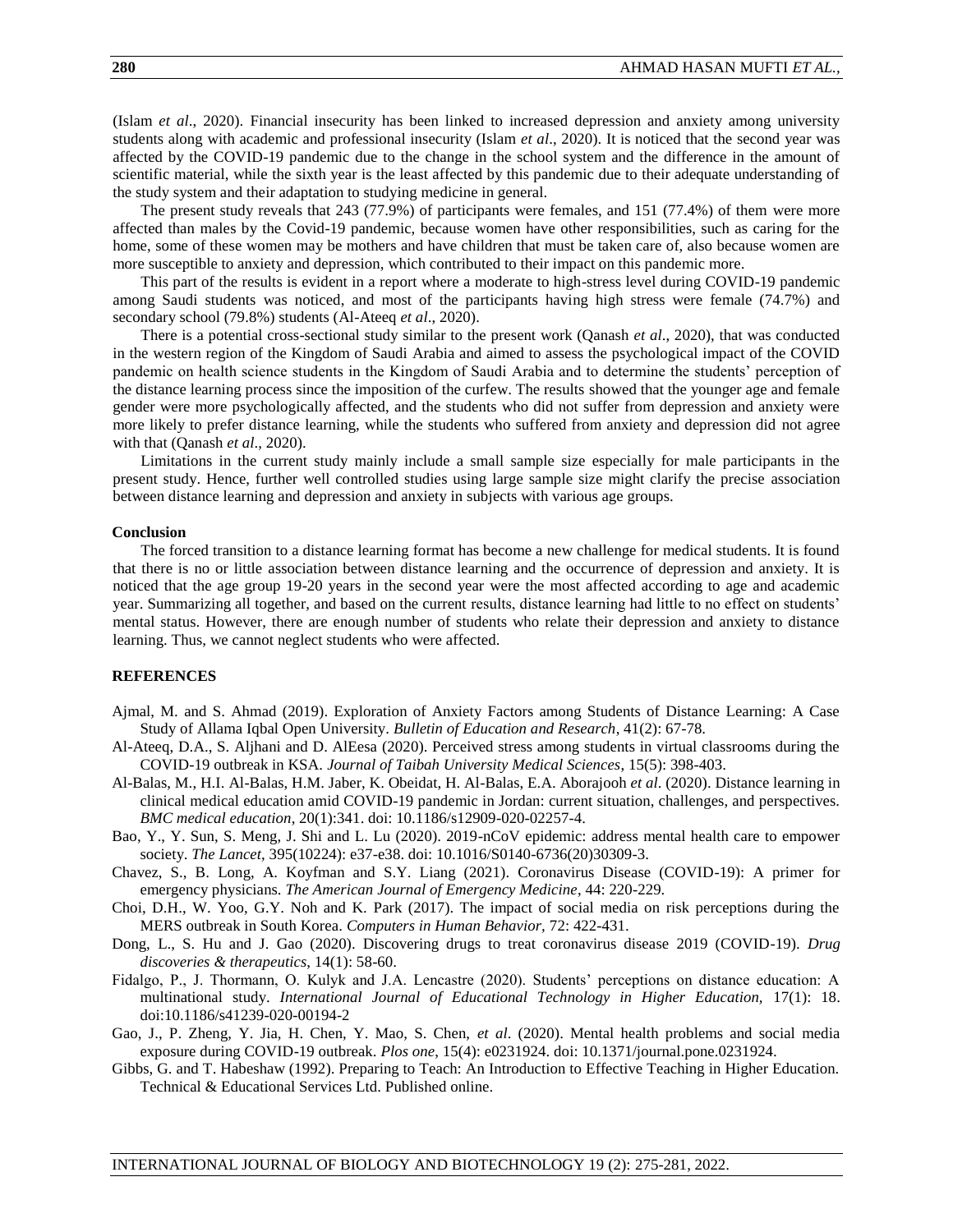(Islam *et al*., 2020). Financial insecurity has been linked to increased depression and anxiety among university students along with academic and professional insecurity (Islam *et al*., 2020). It is noticed that the second year was affected by the COVID-19 pandemic due to the change in the school system and the difference in the amount of scientific material, while the sixth year is the least affected by this pandemic due to their adequate understanding of the study system and their adaptation to studying medicine in general.

The present study reveals that 243 (77.9%) of participants were females, and 151 (77.4%) of them were more affected than males by the Covid-19 pandemic, because women have other responsibilities, such as caring for the home, some of these women may be mothers and have children that must be taken care of, also because women are more susceptible to anxiety and depression, which contributed to their impact on this pandemic more.

This part of the results is evident in a report where a moderate to high-stress level during COVID-19 pandemic among Saudi students was noticed, and most of the participants having high stress were female (74.7%) and secondary school (79.8%) students (Al-Ateeq *et al*., 2020).

There is a potential cross-sectional study similar to the present work (Qanash *et al*., 2020), that was conducted in the western region of the Kingdom of Saudi Arabia and aimed to assess the psychological impact of the COVID pandemic on health science students in the Kingdom of Saudi Arabia and to determine the students' perception of the distance learning process since the imposition of the curfew. The results showed that the younger age and female gender were more psychologically affected, and the students who did not suffer from depression and anxiety were more likely to prefer distance learning, while the students who suffered from anxiety and depression did not agree with that (Qanash *et al*., 2020).

Limitations in the current study mainly include a small sample size especially for male participants in the present study. Hence, further well controlled studies using large sample size might clarify the precise association between distance learning and depression and anxiety in subjects with various age groups.

**Conclusion**

The forced transition to a distance learning format has become a new challenge for medical students. It is found that there is no or little association between distance learning and the occurrence of depression and anxiety. It is noticed that the age group 19-20 years in the second year were the most affected according to age and academic year. Summarizing all together, and based on the current results, distance learning had little to no effect on students' mental status. However, there are enough number of students who relate their depression and anxiety to distance learning. Thus, we cannot neglect students who were affected.

**REFERENCES**

Ajmal, M. and S. Ahmad (2019). Exploration of Anxiety Factors among Students of Distance Learning: A Case Study of Allama Iqbal Open University. *Bulletin of Education and Research*, 41(2): 67-78.

Al-Ateeq, D.A., S. Aljhani and D. AlEesa (2020). Perceived stress among students in virtual classrooms during the COVID-19 outbreak in KSA. *Journal of Taibah University Medical Sciences*, 15(5): 398-403.

Al-Balas, M., H.I. Al-Balas, H.M. Jaber, K. Obeidat, H. Al-Balas, E.A. Aborajooh *et al*. (2020). Distance learning in clinical medical education amid COVID-19 pandemic in Jordan: current situation, challenges, and perspectives. *BMC medical education*, 20(1):341. doi: 10.1186/s12909-020-02257-4.

Bao, Y., Y. Sun, S. Meng, J. Shi and L. Lu (2020). 2019-nCoV epidemic: address mental health care to empower society. *The Lancet*, 395(10224): e37-e38. doi: 10.1016/S0140-6736(20)30309-3.

Chavez, S., B. Long, A. Koyfman and S.Y. Liang (2021). Coronavirus Disease (COVID-19): A primer for emergency physicians. *The American Journal of Emergency Medicine*, 44: 220-229.

Choi, D.H., W. Yoo, G.Y. Noh and K. Park (2017). The impact of social media on risk perceptions during the MERS outbreak in South Korea. *Computers in Human Behavior*, 72: 422-431.

Dong, L., S. Hu and J. Gao (2020). Discovering drugs to treat coronavirus disease 2019 (COVID-19). *Drug discoveries & therapeutics*, 14(1): 58-60.

Fidalgo, P., J. Thormann, O. Kulyk and J.A. Lencastre (2020). Students' perceptions on distance education: A multinational study. *International Journal of Educational Technology in Higher Education,* 17(1): 18. doi:10.1186/s41239-020-00194-2

Gao, J., P. Zheng, Y. Jia, H. Chen, Y. Mao, S. Chen, *et al*. (2020). Mental health problems and social media exposure during COVID-19 outbreak. *Plos one*, 15(4): e0231924. doi: 10.1371/journal.pone.0231924.

Gibbs, G. and T. Habeshaw (1992). Preparing to Teach: An Introduction to Effective Teaching in Higher Education. Technical & Educational Services Ltd. Published online.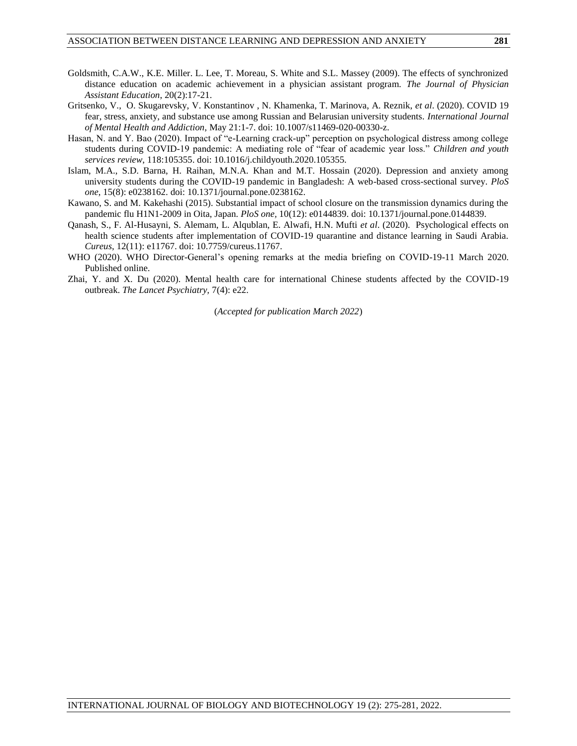Goldsmith, C.A.W., K.E. Miller. L. Lee, T. Moreau, S. White and S.L. Massey (2009). The effects of synchronized distance education on academic achievement in a physician assistant program. *The Journal of Physician Assistant Education*, 20(2):17-21.

Gritsenko, V., O. Skugarevsky, V. Konstantinov , N. Khamenka, T. Marinova, A. Reznik, *et al*. (2020). COVID 19 fear, stress, anxiety, and substance use among Russian and Belarusian university students. *International Journal of Mental Health and Addiction*, May 21:1-7. doi: 10.1007/s11469-020-00330-z.

Hasan, N. and Y. Bao (2020). Impact of "e-Learning crack-up" perception on psychological distress among college students during COVID-19 pandemic: A mediating role of "fear of academic year loss." *Children and youth services review*, 118:105355. doi: 10.1016/j.childyouth.2020.105355.

Islam, M.A., S.D. Barna, H. Raihan, M.N.A. Khan and M.T. Hossain (2020). Depression and anxiety among university students during the COVID-19 pandemic in Bangladesh: A web-based cross-sectional survey. *PloS one*, 15(8): e0238162. doi: 10.1371/journal.pone.0238162.

Kawano, S. and M. Kakehashi (2015). Substantial impact of school closure on the transmission dynamics during the pandemic flu H1N1-2009 in Oita, Japan. *PloS one*, 10(12): e0144839. doi: 10.1371/journal.pone.0144839.

Qanash, S., F. Al-Husayni, S. Alemam, L. Alqublan, E. Alwafi, H.N. Mufti *et al*. (2020). Psychological effects on health science students after implementation of COVID-19 quarantine and distance learning in Saudi Arabia. *Cureus*, 12(11): e11767. doi: 10.7759/cureus.11767.

WHO (2020). WHO Director-General's opening remarks at the media briefing on COVID-19-11 March 2020. Published online.

Zhai, Y. and X. Du (2020). Mental health care for international Chinese students affected by the COVID-19 outbreak. *The Lancet Psychiatry*, 7(4): e22.

(*Accepted for publication March 2022*)